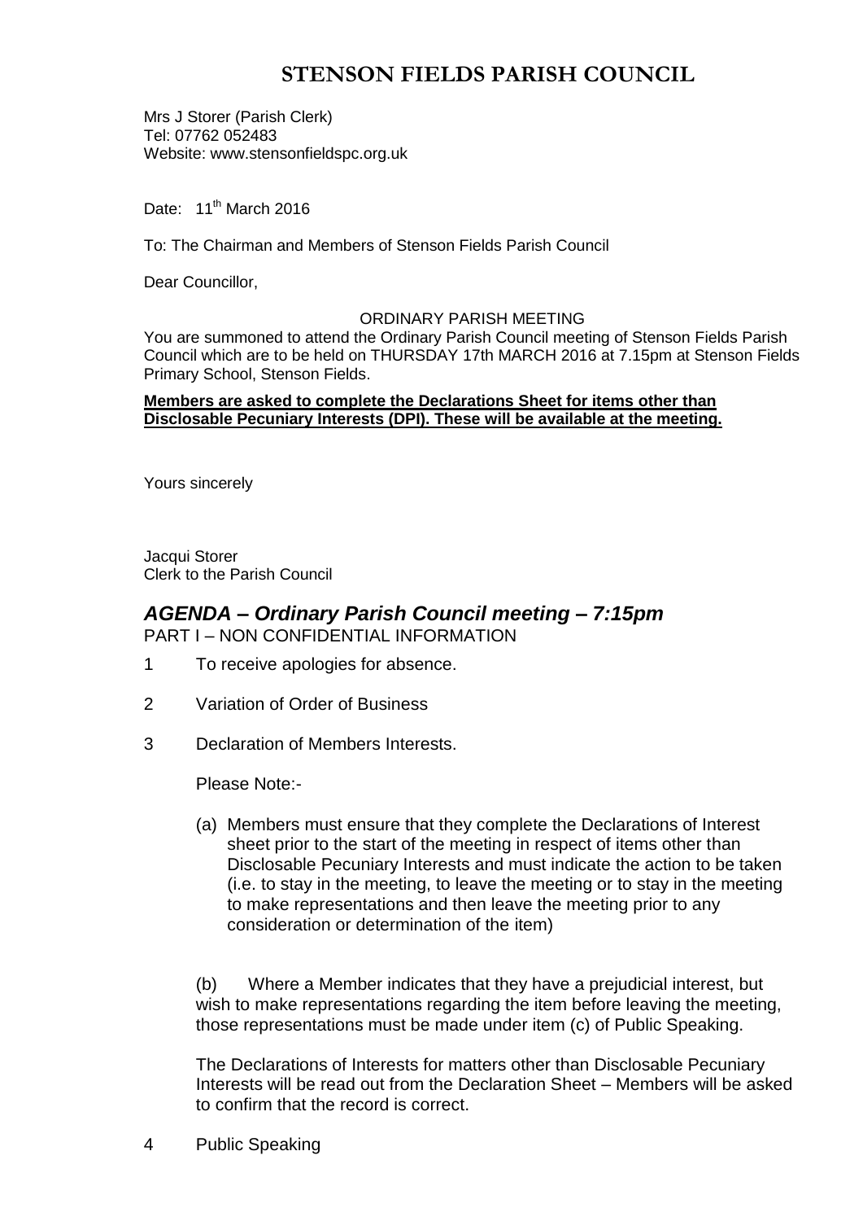# STENSON FIELDS PARISH COUNCIL

Mrs J Storer (Parish Clerk)
Tel: 07762 052483
Website: www.stensonfieldspc.org.uk

Date: 11th March 2016

To: The Chairman and Members of Stenson Fields Parish Council

Dear Councillor,

ORDINARY PARISH MEETING

You are summoned to attend the Ordinary Parish Council meeting of Stenson Fields Parish Council which are to be held on THURSDAY 17th MARCH 2016 at 7.15pm at Stenson Fields Primary School, Stenson Fields.

**Members are asked to complete the Declarations Sheet for items other than Disclosable Pecuniary Interests (DPI). These will be available at the meeting.**

Yours sincerely

Jacqui Storer
Clerk to the Parish Council

## *AGENDA – Ordinary Parish Council meeting – 7:15pm*

PART I – NON CONFIDENTIAL INFORMATION

1 To receive apologies for absence.

2 Variation of Order of Business

3 Declaration of Members Interests.

Please Note:-

(a) Members must ensure that they complete the Declarations of Interest sheet prior to the start of the meeting in respect of items other than Disclosable Pecuniary Interests and must indicate the action to be taken (i.e. to stay in the meeting, to leave the meeting or to stay in the meeting to make representations and then leave the meeting prior to any consideration or determination of the item)

(b) Where a Member indicates that they have a prejudicial interest, but wish to make representations regarding the item before leaving the meeting, those representations must be made under item (c) of Public Speaking.

The Declarations of Interests for matters other than Disclosable Pecuniary Interests will be read out from the Declaration Sheet – Members will be asked to confirm that the record is correct.

4 Public Speaking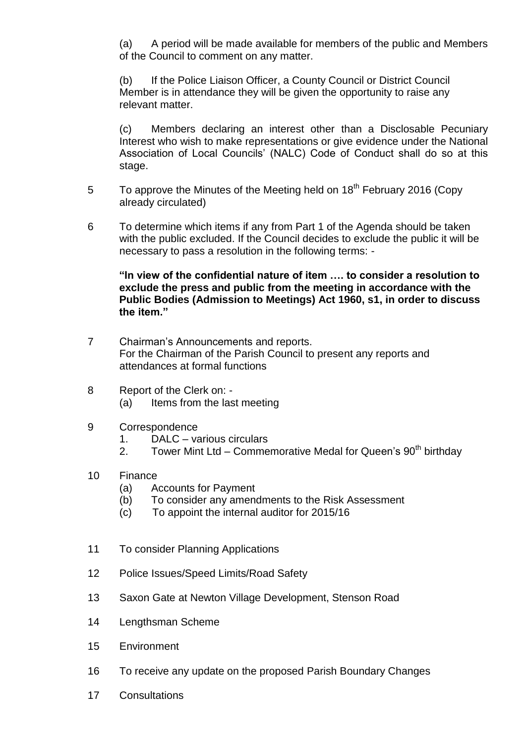(a) A period will be made available for members of the public and Members of the Council to comment on any matter.

(b) If the Police Liaison Officer, a County Council or District Council Member is in attendance they will be given the opportunity to raise any relevant matter.

(c) Members declaring an interest other than a Disclosable Pecuniary Interest who wish to make representations or give evidence under the National Association of Local Councils' (NALC) Code of Conduct shall do so at this stage.

5 To approve the Minutes of the Meeting held on 18th February 2016 (Copy already circulated)

6 To determine which items if any from Part 1 of the Agenda should be taken with the public excluded. If the Council decides to exclude the public it will be necessary to pass a resolution in the following terms: -

**"In view of the confidential nature of item …. to consider a resolution to exclude the press and public from the meeting in accordance with the Public Bodies (Admission to Meetings) Act 1960, s1, in order to discuss the item."**

7 Chairman's Announcements and reports.
For the Chairman of the Parish Council to present any reports and attendances at formal functions

8 Report of the Clerk on: -
(a) Items from the last meeting

9 Correspondence
1. DALC – various circulars
2. Tower Mint Ltd – Commemorative Medal for Queen's 90th birthday

10 Finance
(a) Accounts for Payment
(b) To consider any amendments to the Risk Assessment
(c) To appoint the internal auditor for 2015/16

11 To consider Planning Applications

12 Police Issues/Speed Limits/Road Safety

13 Saxon Gate at Newton Village Development, Stenson Road

14 Lengthsman Scheme

15 Environment

16 To receive any update on the proposed Parish Boundary Changes

17 Consultations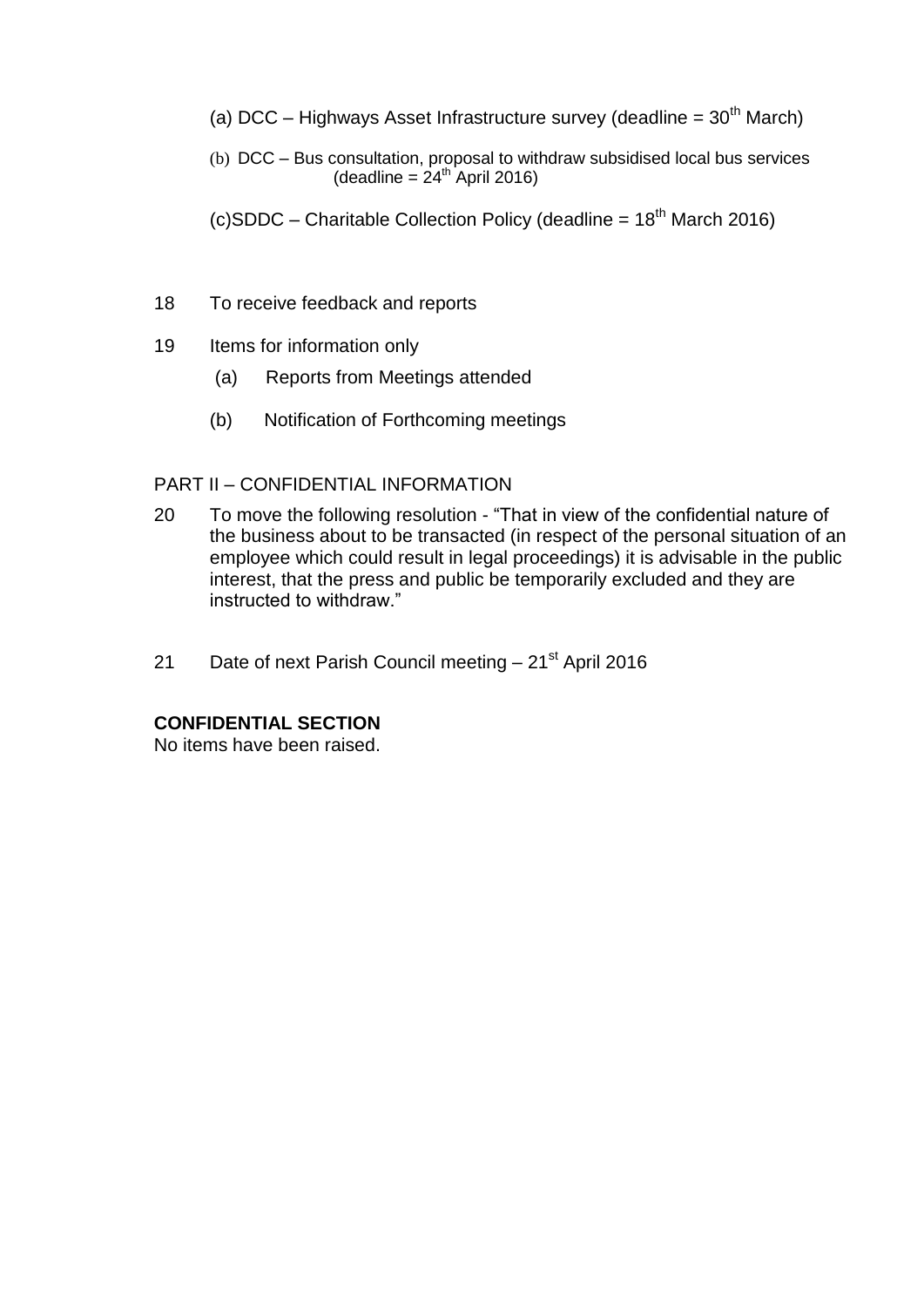(a) DCC – Highways Asset Infrastructure survey (deadline = 30th March)

(b) DCC – Bus consultation, proposal to withdraw subsidised local bus services (deadline = 24th April 2016)

(c)SDDC – Charitable Collection Policy (deadline = 18th March 2016)

18 To receive feedback and reports

19 Items for information only

(a) Reports from Meetings attended

(b) Notification of Forthcoming meetings

PART II – CONFIDENTIAL INFORMATION

20 To move the following resolution - "That in view of the confidential nature of the business about to be transacted (in respect of the personal situation of an employee which could result in legal proceedings) it is advisable in the public interest, that the press and public be temporarily excluded and they are instructed to withdraw."

21 Date of next Parish Council meeting – 21st April 2016

**CONFIDENTIAL SECTION**

No items have been raised.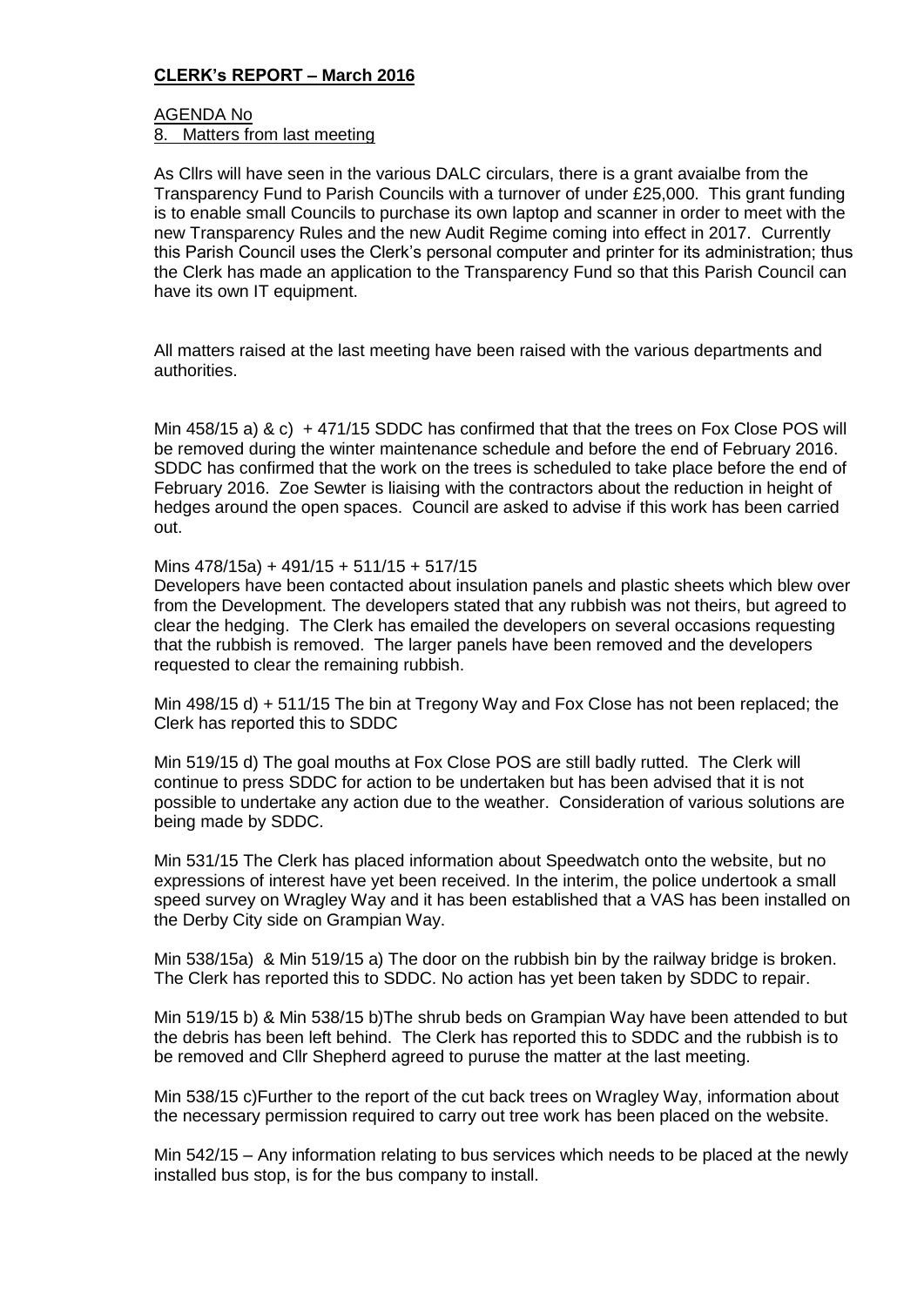## **CLERK's REPORT – March 2016**

AGENDA No

8. Matters from last meeting

As Cllrs will have seen in the various DALC circulars, there is a grant avaialbe from the Transparency Fund to Parish Councils with a turnover of under £25,000. This grant funding is to enable small Councils to purchase its own laptop and scanner in order to meet with the new Transparency Rules and the new Audit Regime coming into effect in 2017. Currently this Parish Council uses the Clerk's personal computer and printer for its administration; thus the Clerk has made an application to the Transparency Fund so that this Parish Council can have its own IT equipment.

All matters raised at the last meeting have been raised with the various departments and authorities.

Min 458/15 a) & c) + 471/15 SDDC has confirmed that that the trees on Fox Close POS will be removed during the winter maintenance schedule and before the end of February 2016. SDDC has confirmed that the work on the trees is scheduled to take place before the end of February 2016. Zoe Sewter is liaising with the contractors about the reduction in height of hedges around the open spaces. Council are asked to advise if this work has been carried out.

Mins 478/15a) + 491/15 + 511/15 + 517/15

Developers have been contacted about insulation panels and plastic sheets which blew over from the Development. The developers stated that any rubbish was not theirs, but agreed to clear the hedging. The Clerk has emailed the developers on several occasions requesting that the rubbish is removed. The larger panels have been removed and the developers requested to clear the remaining rubbish.

Min 498/15 d) + 511/15 The bin at Tregony Way and Fox Close has not been replaced; the Clerk has reported this to SDDC

Min 519/15 d) The goal mouths at Fox Close POS are still badly rutted. The Clerk will continue to press SDDC for action to be undertaken but has been advised that it is not possible to undertake any action due to the weather. Consideration of various solutions are being made by SDDC.

Min 531/15 The Clerk has placed information about Speedwatch onto the website, but no expressions of interest have yet been received. In the interim, the police undertook a small speed survey on Wragley Way and it has been established that a VAS has been installed on the Derby City side on Grampian Way.

Min 538/15a) & Min 519/15 a) The door on the rubbish bin by the railway bridge is broken. The Clerk has reported this to SDDC. No action has yet been taken by SDDC to repair.

Min 519/15 b) & Min 538/15 b)The shrub beds on Grampian Way have been attended to but the debris has been left behind. The Clerk has reported this to SDDC and the rubbish is to be removed and Cllr Shepherd agreed to puruse the matter at the last meeting.

Min 538/15 c)Further to the report of the cut back trees on Wragley Way, information about the necessary permission required to carry out tree work has been placed on the website.

Min 542/15 – Any information relating to bus services which needs to be placed at the newly installed bus stop, is for the bus company to install.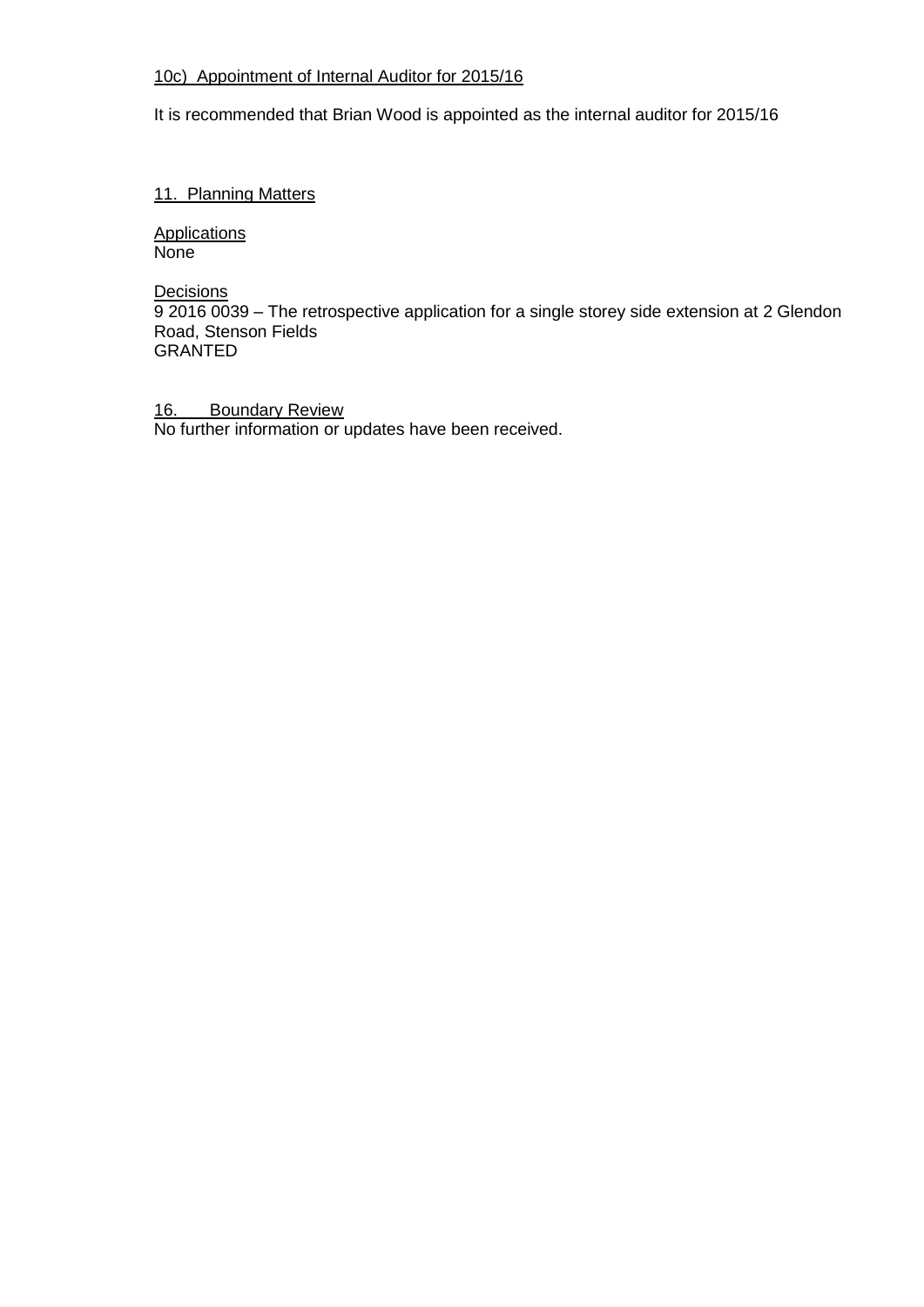10c) Appointment of Internal Auditor for 2015/16

It is recommended that Brian Wood is appointed as the internal auditor for 2015/16

11. Planning Matters

Applications
None

Decisions
9 2016 0039 – The retrospective application for a single storey side extension at 2 Glendon Road, Stenson Fields
GRANTED

16. Boundary Review
No further information or updates have been received.